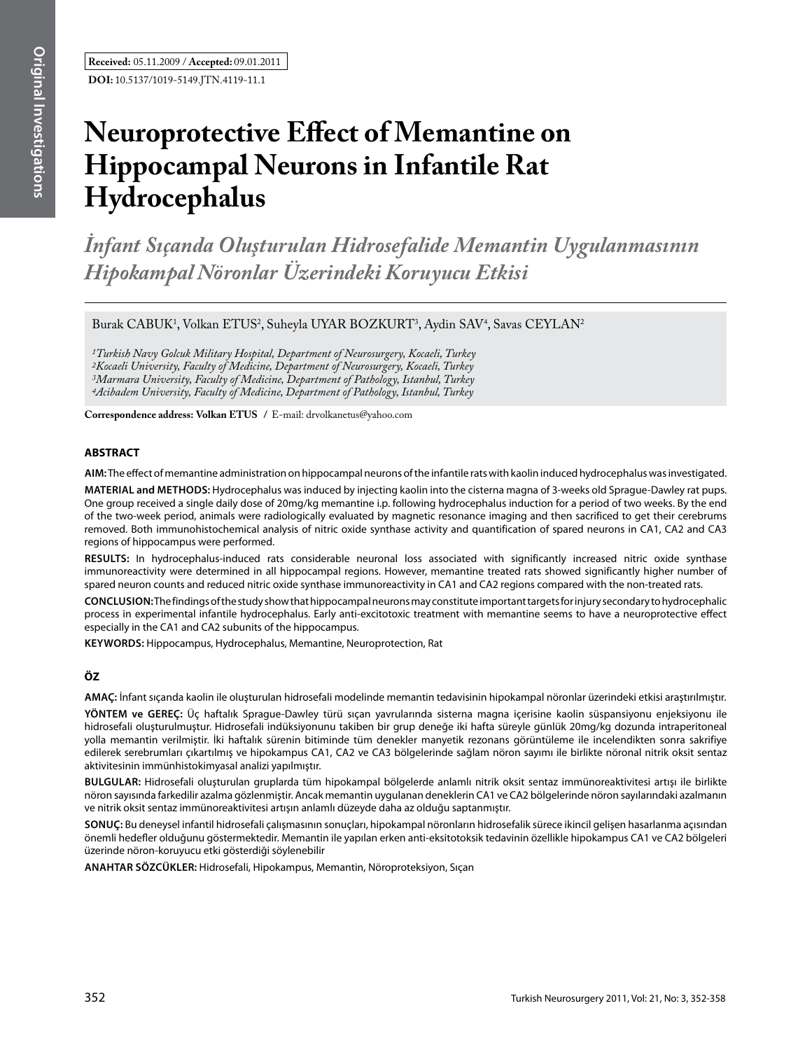**Received:** 05.11.2009 / **Accepted:** 09.01.2011

**DOI:** 10.5137/1019-5149.JTN.4119-11.1

# Neuroprotective Effect of Memantine on Hippocampal Neurons in Infantile Rat Hydrocephalus

## *İnfant Sıçanda Oluşturulan Hidrosefalide Memantin Uygulanmasının Hipokampal Nöronlar Üzerindeki Koruyucu Etkisi*

Burak CABUK[1], Volkan ETUS[2], Suheyla UYAR BOZKURT[3], Aydin SAV[4], Savas CEYLAN[2]

*[1]Turkish Navy Golcuk Military Hospital, Department of Neurosurgery, Kocaeli, Turkey*
*[2]Kocaeli University, Faculty of Medicine, Department of Neurosurgery, Kocaeli, Turkey*
*[3]Marmara University, Faculty of Medicine, Department of Pathology, Istanbul, Turkey*
*[4]Acibadem University, Faculty of Medicine, Department of Pathology, Istanbul, Turkey*

**Correspondence address: Volkan ETUS** / E-mail: drvolkanetus@yahoo.com

## ABSTRACT

**AIM:** The effect of memantine administration on hippocampal neurons of the infantile rats with kaolin induced hydrocephalus was investigated.

**MATERIAL and METHODS:** Hydrocephalus was induced by injecting kaolin into the cisterna magna of 3-weeks old Sprague-Dawley rat pups. One group received a single daily dose of 20mg/kg memantine i.p. following hydrocephalus induction for a period of two weeks. By the end of the two-week period, animals were radiologically evaluated by magnetic resonance imaging and then sacrificed to get their cerebrums removed. Both immunohistochemical analysis of nitric oxide synthase activity and quantification of spared neurons in CA1, CA2 and CA3 regions of hippocampus were performed.

**RESULTS:** In hydrocephalus-induced rats considerable neuronal loss associated with significantly increased nitric oxide synthase immunoreactivity were determined in all hippocampal regions. However, memantine treated rats showed significantly higher number of spared neuron counts and reduced nitric oxide synthase immunoreactivity in CA1 and CA2 regions compared with the non-treated rats.

**CONCLUSION:** The findings of the study show that hippocampal neurons may constitute important targets for injury secondary to hydrocephalic process in experimental infantile hydrocephalus. Early anti-excitotoxic treatment with memantine seems to have a neuroprotective effect especially in the CA1 and CA2 subunits of the hippocampus.

**KEYWORDS:** Hippocampus, Hydrocephalus, Memantine, Neuroprotection, Rat

## ÖZ

**AMAÇ:** İnfant sıçanda kaolin ile oluşturulan hidrosefali modelinde memantin tedavisinin hipokampal nöronlar üzerindeki etkisi araştırılmıştır.

**YÖNTEM ve GEREÇ:** Üç haftalık Sprague-Dawley türü sıçan yavrularında sisterna magna içerisine kaolin süspansiyonu enjeksiyonu ile hidrosefali oluşturulmuştur. Hidrosefali indüksiyonunu takiben bir grup deneğe iki hafta süreyle günlük 20mg/kg dozunda intraperitoneal yolla memantin verilmiştir. İki haftalık sürenin bitiminde tüm denekler manyetik rezonans görüntüleme ile incelendikten sonra sakrifiye edilerek serebrumları çıkartılmış ve hipokampus CA1, CA2 ve CA3 bölgelerinde sağlam nöron sayımı ile birlikte nöronal nitrik oksit sentaz aktivitesinin immünhistokimyasal analizi yapılmıştır.

**BULGULAR:** Hidrosefali oluşturulan gruplarda tüm hipokampal bölgelerde anlamlı nitrik oksit sentaz immünoreaktivitesi artışı ile birlikte nöron sayısında farkedilir azalma gözlenmiştir. Ancak memantin uygulanan deneklerin CA1 ve CA2 bölgelerinde nöron sayılarındaki azalmanın ve nitrik oksit sentaz immünoreaktivitesi artışın anlamlı düzeyde daha az olduğu saptanmıştır.

**SONUÇ:** Bu deneysel infantil hidrosefali çalışmasının sonuçları, hipokampal nöronların hidrosefalik sürece ikincil gelişen hasarlanma açısından önemli hedefler olduğunu göstermektedir. Memantin ile yapılan erken anti-eksitotoksik tedavinin özellikle hipokampus CA1 ve CA2 bölgeleri üzerinde nöron-koruyucu etki gösterdiği söylenebilir

**ANAHTAR SÖZCÜKLER:** Hidrosefali, Hipokampus, Memantin, Nöroproteksiyon, Sıçan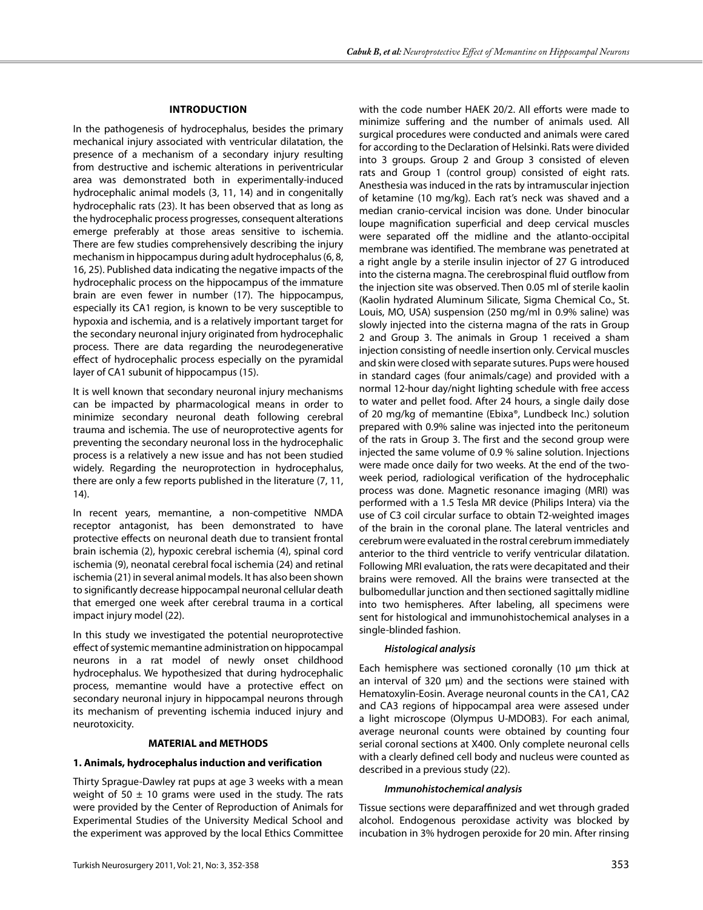## INTRODUCTION

In the pathogenesis of hydrocephalus, besides the primary mechanical injury associated with ventricular dilatation, the presence of a mechanism of a secondary injury resulting from destructive and ischemic alterations in periventricular area was demonstrated both in experimentally-induced hydrocephalic animal models (3, 11, 14) and in congenitally hydrocephalic rats (23). It has been observed that as long as the hydrocephalic process progresses, consequent alterations emerge preferably at those areas sensitive to ischemia. There are few studies comprehensively describing the injury mechanism in hippocampus during adult hydrocephalus (6, 8, 16, 25). Published data indicating the negative impacts of the hydrocephalic process on the hippocampus of the immature brain are even fewer in number (17). The hippocampus, especially its CA1 region, is known to be very susceptible to hypoxia and ischemia, and is a relatively important target for the secondary neuronal injury originated from hydrocephalic process. There are data regarding the neurodegenerative effect of hydrocephalic process especially on the pyramidal layer of CA1 subunit of hippocampus (15).

It is well known that secondary neuronal injury mechanisms can be impacted by pharmacological means in order to minimize secondary neuronal death following cerebral trauma and ischemia. The use of neuroprotective agents for preventing the secondary neuronal loss in the hydrocephalic process is a relatively a new issue and has not been studied widely. Regarding the neuroprotection in hydrocephalus, there are only a few reports published in the literature (7, 11, 14).

In recent years, memantine, a non-competitive NMDA receptor antagonist, has been demonstrated to have protective effects on neuronal death due to transient frontal brain ischemia (2), hypoxic cerebral ischemia (4), spinal cord ischemia (9), neonatal cerebral focal ischemia (24) and retinal ischemia (21) in several animal models. It has also been shown to significantly decrease hippocampal neuronal cellular death that emerged one week after cerebral trauma in a cortical impact injury model (22).

In this study we investigated the potential neuroprotective effect of systemic memantine administration on hippocampal neurons in a rat model of newly onset childhood hydrocephalus. We hypothesized that during hydrocephalic process, memantine would have a protective effect on secondary neuronal injury in hippocampal neurons through its mechanism of preventing ischemia induced injury and neurotoxicity.

## MATERIAL and METHODS

### 1. Animals, hydrocephalus induction and verification

Thirty Sprague-Dawley rat pups at age 3 weeks with a mean weight of 50 ± 10 grams were used in the study. The rats were provided by the Center of Reproduction of Animals for Experimental Studies of the University Medical School and the experiment was approved by the local Ethics Committee with the code number HAEK 20/2. All efforts were made to minimize suffering and the number of animals used. All surgical procedures were conducted and animals were cared for according to the Declaration of Helsinki. Rats were divided into 3 groups. Group 2 and Group 3 consisted of eleven rats and Group 1 (control group) consisted of eight rats. Anesthesia was induced in the rats by intramuscular injection of ketamine (10 mg/kg). Each rat's neck was shaved and a median cranio-cervical incision was done. Under binocular loupe magnification superficial and deep cervical muscles were separated off the midline and the atlanto-occipital membrane was identified. The membrane was penetrated at a right angle by a sterile insulin injector of 27 G introduced into the cisterna magna. The cerebrospinal fluid outflow from the injection site was observed. Then 0.05 ml of sterile kaolin (Kaolin hydrated Aluminum Silicate, Sigma Chemical Co., St. Louis, MO, USA) suspension (250 mg/ml in 0.9% saline) was slowly injected into the cisterna magna of the rats in Group 2 and Group 3. The animals in Group 1 received a sham injection consisting of needle insertion only. Cervical muscles and skin were closed with separate sutures. Pups were housed in standard cages (four animals/cage) and provided with a normal 12-hour day/night lighting schedule with free access to water and pellet food. After 24 hours, a single daily dose of 20 mg/kg of memantine (Ebixa®, Lundbeck Inc.) solution prepared with 0.9% saline was injected into the peritoneum of the rats in Group 3. The first and the second group were injected the same volume of 0.9 % saline solution. Injections were made once daily for two weeks. At the end of the two-week period, radiological verification of the hydrocephalic process was done. Magnetic resonance imaging (MRI) was performed with a 1.5 Tesla MR device (Philips Intera) via the use of C3 coil circular surface to obtain T2-weighted images of the brain in the coronal plane. The lateral ventricles and cerebrum were evaluated in the rostral cerebrum immediately anterior to the third ventricle to verify ventricular dilatation. Following MRI evaluation, the rats were decapitated and their brains were removed. All the brains were transected at the bulbomedullar junction and then sectioned sagittally midline into two hemispheres. After labeling, all specimens were sent for histological and immunohistochemical analyses in a single-blinded fashion.

#### *Histological analysis*

Each hemisphere was sectioned coronally (10 µm thick at an interval of 320 µm) and the sections were stained with Hematoxylin-Eosin. Average neuronal counts in the CA1, CA2 and CA3 regions of hippocampal area were assesed under a light microscope (Olympus U-MDOB3). For each animal, average neuronal counts were obtained by counting four serial coronal sections at X400. Only complete neuronal cells with a clearly defined cell body and nucleus were counted as described in a previous study (22).

#### *Immunohistochemical analysis*

Tissue sections were deparaffinized and wet through graded alcohol. Endogenous peroxidase activity was blocked by incubation in 3% hydrogen peroxide for 20 min. After rinsing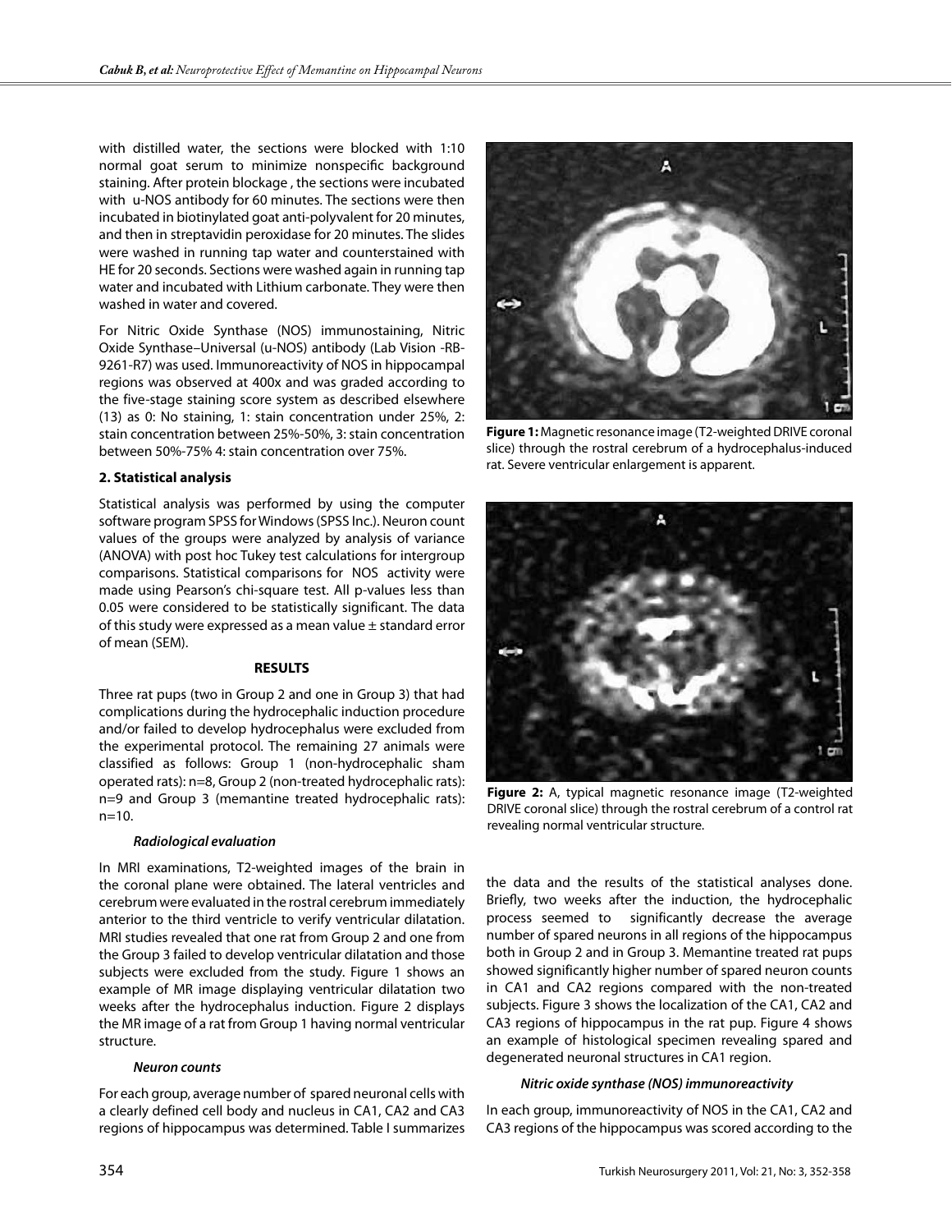with distilled water, the sections were blocked with 1:10 normal goat serum to minimize nonspecific background staining. After protein blockage , the sections were incubated with u-NOS antibody for 60 minutes. The sections were then incubated in biotinylated goat anti-polyvalent for 20 minutes, and then in streptavidin peroxidase for 20 minutes. The slides were washed in running tap water and counterstained with HE for 20 seconds. Sections were washed again in running tap water and incubated with Lithium carbonate. They were then washed in water and covered.

For Nitric Oxide Synthase (NOS) immunostaining, Nitric Oxide Synthase–Universal (u-NOS) antibody (Lab Vision -RB-9261-R7) was used. Immunoreactivity of NOS in hippocampal regions was observed at 400x and was graded according to the five-stage staining score system as described elsewhere (13) as 0: No staining, 1: stain concentration under 25%, 2: stain concentration between 25%-50%, 3: stain concentration between 50%-75% 4: stain concentration over 75%.

**2. Statistical analysis**

Statistical analysis was performed by using the computer software program SPSS for Windows (SPSS Inc.). Neuron count values of the groups were analyzed by analysis of variance (ANOVA) with post hoc Tukey test calculations for intergroup comparisons. Statistical comparisons for NOS activity were made using Pearson's chi-square test. All p-values less than 0.05 were considered to be statistically significant. The data of this study were expressed as a mean value ± standard error of mean (SEM).

## RESULTS

Three rat pups (two in Group 2 and one in Group 3) that had complications during the hydrocephalic induction procedure and/or failed to develop hydrocephalus were excluded from the experimental protocol. The remaining 27 animals were classified as follows: Group 1 (non-hydrocephalic sham operated rats): n=8, Group 2 (non-treated hydrocephalic rats): n=9 and Group 3 (memantine treated hydrocephalic rats): n=10.

***Radiological evaluation***

In MRI examinations, T2-weighted images of the brain in the coronal plane were obtained. The lateral ventricles and cerebrum were evaluated in the rostral cerebrum immediately anterior to the third ventricle to verify ventricular dilatation. MRI studies revealed that one rat from Group 2 and one from the Group 3 failed to develop ventricular dilatation and those subjects were excluded from the study. Figure 1 shows an example of MR image displaying ventricular dilatation two weeks after the hydrocephalus induction. Figure 2 displays the MR image of a rat from Group 1 having normal ventricular structure.

**Figure 1:** Magnetic resonance image (T2-weighted DRIVE coronal slice) through the rostral cerebrum of a hydrocephalus-induced rat. Severe ventricular enlargement is apparent.

**Figure 2:** A, typical magnetic resonance image (T2-weighted DRIVE coronal slice) through the rostral cerebrum of a control rat revealing normal ventricular structure.

***Neuron counts***

For each group, average number of spared neuronal cells with a clearly defined cell body and nucleus in CA1, CA2 and CA3 regions of hippocampus was determined. Table I summarizes the data and the results of the statistical analyses done. Briefly, two weeks after the induction, the hydrocephalic process seemed to significantly decrease the average number of spared neurons in all regions of the hippocampus both in Group 2 and in Group 3. Memantine treated rat pups showed significantly higher number of spared neuron counts in CA1 and CA2 regions compared with the non-treated subjects. Figure 3 shows the localization of the CA1, CA2 and CA3 regions of hippocampus in the rat pup. Figure 4 shows an example of histological specimen revealing spared and degenerated neuronal structures in CA1 region.

***Nitric oxide synthase (NOS) immunoreactivity***

In each group, immunoreactivity of NOS in the CA1, CA2 and CA3 regions of the hippocampus was scored according to the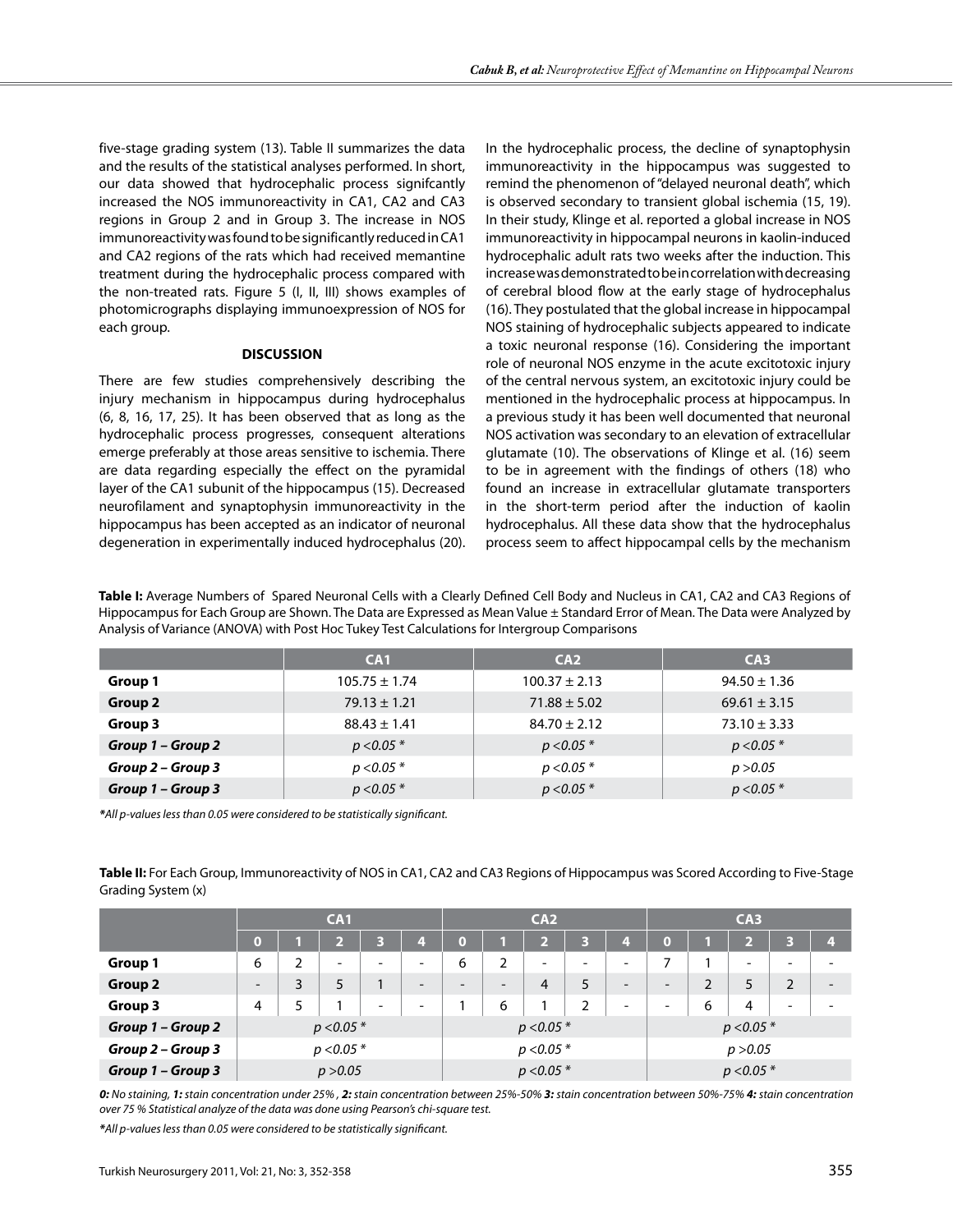five-stage grading system (13). Table II summarizes the data and the results of the statistical analyses performed. In short, our data showed that hydrocephalic process signifcantly increased the NOS immunoreactivity in CA1, CA2 and CA3 regions in Group 2 and in Group 3. The increase in NOS immunoreactivity was found to be significantly reduced in CA1 and CA2 regions of the rats which had received memantine treatment during the hydrocephalic process compared with the non-treated rats. Figure 5 (I, II, III) shows examples of photomicrographs displaying immunoexpression of NOS for each group.

## DISCUSSION

There are few studies comprehensively describing the injury mechanism in hippocampus during hydrocephalus (6, 8, 16, 17, 25). It has been observed that as long as the hydrocephalic process progresses, consequent alterations emerge preferably at those areas sensitive to ischemia. There are data regarding especially the effect on the pyramidal layer of the CA1 subunit of the hippocampus (15). Decreased neurofilament and synaptophysin immunoreactivity in the hippocampus has been accepted as an indicator of neuronal degeneration in experimentally induced hydrocephalus (20). In the hydrocephalic process, the decline of synaptophysin immunoreactivity in the hippocampus was suggested to remind the phenomenon of "delayed neuronal death", which is observed secondary to transient global ischemia (15, 19). In their study, Klinge et al. reported a global increase in NOS immunoreactivity in hippocampal neurons in kaolin-induced hydrocephalic adult rats two weeks after the induction. This increase was demonstrated to be in correlation with decreasing of cerebral blood flow at the early stage of hydrocephalus (16). They postulated that the global increase in hippocampal NOS staining of hydrocephalic subjects appeared to indicate a toxic neuronal response (16). Considering the important role of neuronal NOS enzyme in the acute excitotoxic injury of the central nervous system, an excitotoxic injury could be mentioned in the hydrocephalic process at hippocampus. In a previous study it has been well documented that neuronal NOS activation was secondary to an elevation of extracellular glutamate (10). The observations of Klinge et al. (16) seem to be in agreement with the findings of others (18) who found an increase in extracellular glutamate transporters in the short-term period after the induction of kaolin hydrocephalus. All these data show that the hydrocephalus process seem to affect hippocampal cells by the mechanism

**Table I:** Average Numbers of Spared Neuronal Cells with a Clearly Defined Cell Body and Nucleus in CA1, CA2 and CA3 Regions of Hippocampus for Each Group are Shown. The Data are Expressed as Mean Value ± Standard Error of Mean. The Data were Analyzed by Analysis of Variance (ANOVA) with Post Hoc Tukey Test Calculations for Intergroup Comparisons

| | CA1 | CA2 | CA3 |
|---|---|---|---|
| **Group 1** | 105.75 ± 1.74 | 100.37 ± 2.13 | 94.50 ± 1.36 |
| **Group 2** | 79.13 ± 1.21 | 71.88 ± 5.02 | 69.61 ± 3.15 |
| **Group 3** | 88.43 ± 1.41 | 84.70 ± 2.12 | 73.10 ± 3.33 |
| ***Group 1 – Group 2*** | *p <0.05 \** | *p <0.05 \** | *p <0.05 \** |
| ***Group 2 – Group 3*** | *p <0.05 \** | *p <0.05 \** | *p >0.05* |
| ***Group 1 – Group 3*** | *p <0.05 \** | *p <0.05 \** | *p <0.05 \** |

*\*All p-values less than 0.05 were considered to be statistically significant.*

**Table II:** For Each Group, Immunoreactivity of NOS in CA1, CA2 and CA3 Regions of Hippocampus was Scored According to Five-Stage Grading System (x)

| | CA1 | | | | | CA2 | | | | | CA3 | | | | |
|---|---|---|---|---|---|---|---|---|---|---|---|---|---|---|---|
| | 0 | 1 | 2 | 3 | 4 | 0 | 1 | 2 | 3 | 4 | 0 | 1 | 2 | 3 | 4 |
| **Group 1** | 6 | 2 | - | - | - | 6 | 2 | - | - | - | 7 | 1 | - | - | - |
| **Group 2** | - | 3 | 5 | 1 | - | - | - | 4 | 5 | - | - | 2 | 5 | 2 | - |
| **Group 3** | 4 | 5 | 1 | - | - | 1 | 6 | 1 | 2 | - | - | 6 | 4 | - | - |
| ***Group 1 – Group 2*** | *p <0.05 \** | | | | | *p <0.05 \** | | | | | *p <0.05 \** | | | | |
| ***Group 2 – Group 3*** | *p <0.05 \** | | | | | *p <0.05 \** | | | | | *p >0.05* | | | | |
| ***Group 1 – Group 3*** | *p >0.05* | | | | | *p <0.05 \** | | | | | *p <0.05 \** | | | | |

***0:** No staining, **1:** stain concentration under 25% , **2:** stain concentration between 25%-50% **3:** stain concentration between 50%-75% **4:** stain concentration over 75 % Statistical analyze of the data was done using Pearson's chi-square test.*

*\*All p-values less than 0.05 were considered to be statistically significant.*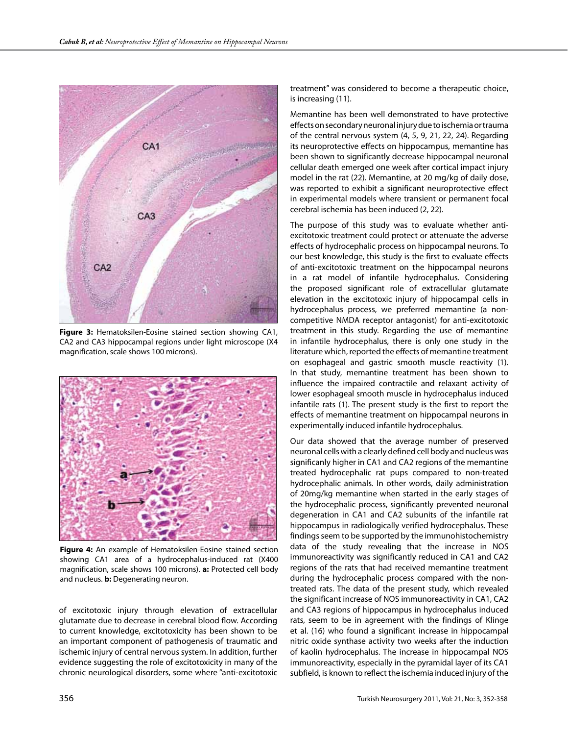Figure 3: Hematoksilen-Eosine stained section showing CA1, CA2 and CA3 hippocampal regions under light microscope (X4 magnification, scale shows 100 microns).

Figure 4: An example of Hematoksilen-Eosine stained section showing CA1 area of a hydrocephalus-induced rat (X400 magnification, scale shows 100 microns). **a:** Protected cell body and nucleus. **b:** Degenerating neuron.

of excitotoxic injury through elevation of extracellular glutamate due to decrease in cerebral blood flow. According to current knowledge, excitotoxicity has been shown to be an important component of pathogenesis of traumatic and ischemic injury of central nervous system. In addition, further evidence suggesting the role of excitotoxicity in many of the chronic neurological disorders, some where "anti-excitotoxic treatment" was considered to become a therapeutic choice, is increasing (11).

Memantine has been well demonstrated to have protective effects on secondary neuronal injury due to ischemia or trauma of the central nervous system (4, 5, 9, 21, 22, 24). Regarding its neuroprotective effects on hippocampus, memantine has been shown to significantly decrease hippocampal neuronal cellular death emerged one week after cortical impact injury model in the rat (22). Memantine, at 20 mg/kg of daily dose, was reported to exhibit a significant neuroprotective effect in experimental models where transient or permanent focal cerebral ischemia has been induced (2, 22).

The purpose of this study was to evaluate whether anti-excitotoxic treatment could protect or attenuate the adverse effects of hydrocephalic process on hippocampal neurons. To our best knowledge, this study is the first to evaluate effects of anti-excitotoxic treatment on the hippocampal neurons in a rat model of infantile hydrocephalus. Considering the proposed significant role of extracellular glutamate elevation in the excitotoxic injury of hippocampal cells in hydrocephalus process, we preferred memantine (a non-competitive NMDA receptor antagonist) for anti-excitotoxic treatment in this study. Regarding the use of memantine in infantile hydrocephalus, there is only one study in the literature which, reported the effects of memantine treatment on esophageal and gastric smooth muscle reactivity (1). In that study, memantine treatment has been shown to influence the impaired contractile and relaxant activity of lower esophageal smooth muscle in hydrocephalus induced infantile rats (1). The present study is the first to report the effects of memantine treatment on hippocampal neurons in experimentally induced infantile hydrocephalus.

Our data showed that the average number of preserved neuronal cells with a clearly defined cell body and nucleus was significanly higher in CA1 and CA2 regions of the memantine treated hydrocephalic rat pups compared to non-treated hydrocephalic animals. In other words, daily administration of 20mg/kg memantine when started in the early stages of the hydrocephalic process, significantly prevented neuronal degeneration in CA1 and CA2 subunits of the infantile rat hippocampus in radiologically verified hydrocephalus. These findings seem to be supported by the immunohistochemistry data of the study revealing that the increase in NOS immunoreactivity was significantly reduced in CA1 and CA2 regions of the rats that had received memantine treatment during the hydrocephalic process compared with the non-treated rats. The data of the present study, which revealed the significant increase of NOS immunoreactivity in CA1, CA2 and CA3 regions of hippocampus in hydrocephalus induced rats, seem to be in agreement with the findings of Klinge et al. (16) who found a significant increase in hippocampal nitric oxide synthase activity two weeks after the induction of kaolin hydrocephalus. The increase in hippocampal NOS immunoreactivity, especially in the pyramidal layer of its CA1 subfield, is known to reflect the ischemia induced injury of the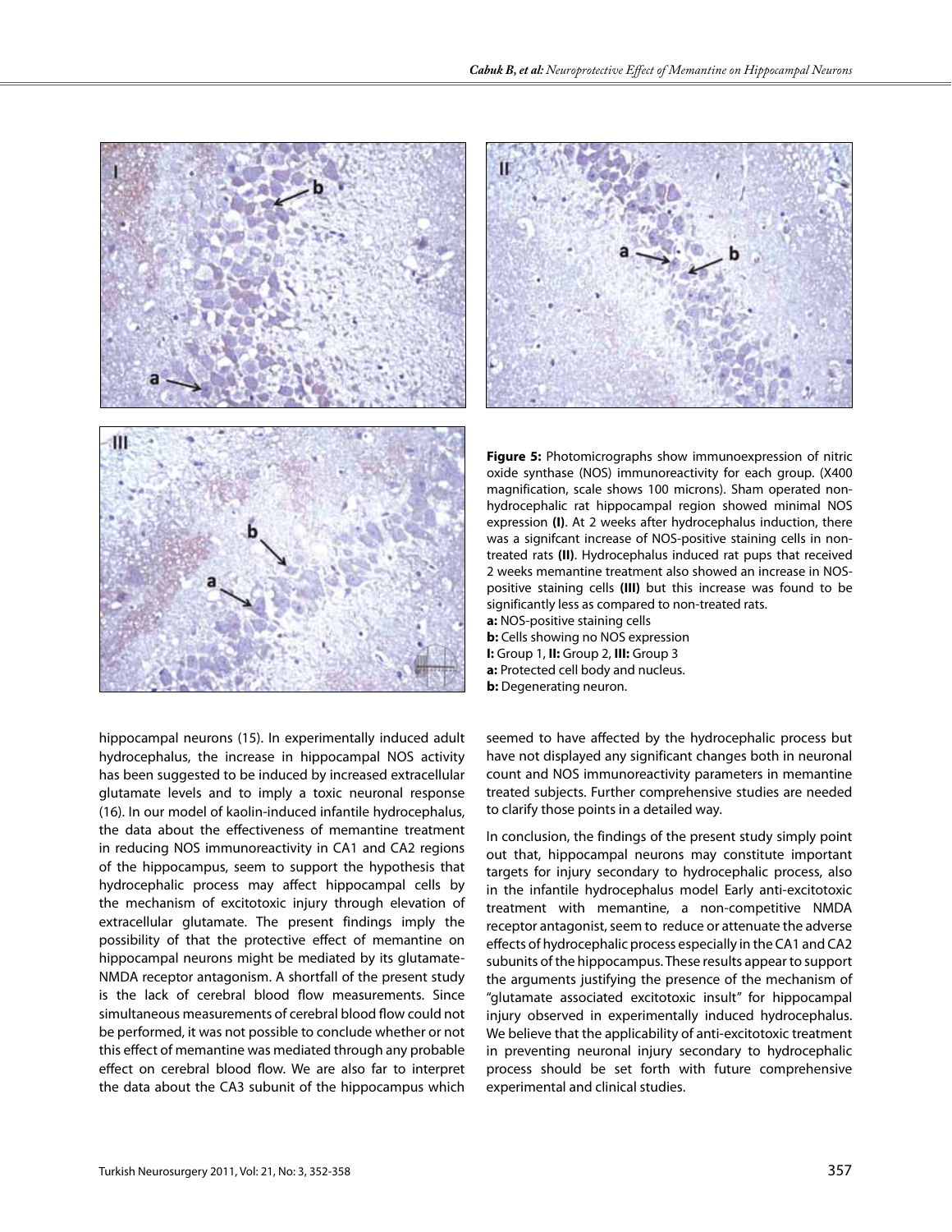**Figure 5:** Photomicrographs show immunoexpression of nitric oxide synthase (NOS) immunoreactivity for each group. (X400 magnification, scale shows 100 microns). Sham operated non-hydrocephalic rat hippocampal region showed minimal NOS expression **(I)**. At 2 weeks after hydrocephalus induction, there was a signifcant increase of NOS-positive staining cells in non-treated rats **(II)**. Hydrocephalus induced rat pups that received 2 weeks memantine treatment also showed an increase in NOS-positive staining cells **(III)** but this increase was found to be significantly less as compared to non-treated rats.
**a:** NOS-positive staining cells
**b:** Cells showing no NOS expression
**I:** Group 1, **II:** Group 2, **III:** Group 3
**a:** Protected cell body and nucleus.
**b:** Degenerating neuron.

hippocampal neurons (15). In experimentally induced adult hydrocephalus, the increase in hippocampal NOS activity has been suggested to be induced by increased extracellular glutamate levels and to imply a toxic neuronal response (16). In our model of kaolin-induced infantile hydrocephalus, the data about the effectiveness of memantine treatment in reducing NOS immunoreactivity in CA1 and CA2 regions of the hippocampus, seem to support the hypothesis that hydrocephalic process may affect hippocampal cells by the mechanism of excitotoxic injury through elevation of extracellular glutamate. The present findings imply the possibility of that the protective effect of memantine on hippocampal neurons might be mediated by its glutamate-NMDA receptor antagonism. A shortfall of the present study is the lack of cerebral blood flow measurements. Since simultaneous measurements of cerebral blood flow could not be performed, it was not possible to conclude whether or not this effect of memantine was mediated through any probable effect on cerebral blood flow. We are also far to interpret the data about the CA3 subunit of the hippocampus which seemed to have affected by the hydrocephalic process but have not displayed any significant changes both in neuronal count and NOS immunoreactivity parameters in memantine treated subjects. Further comprehensive studies are needed to clarify those points in a detailed way.

In conclusion, the findings of the present study simply point out that, hippocampal neurons may constitute important targets for injury secondary to hydrocephalic process, also in the infantile hydrocephalus model Early anti-excitotoxic treatment with memantine, a non-competitive NMDA receptor antagonist, seem to reduce or attenuate the adverse effects of hydrocephalic process especially in the CA1 and CA2 subunits of the hippocampus. These results appear to support the arguments justifying the presence of the mechanism of "glutamate associated excitotoxic insult" for hippocampal injury observed in experimentally induced hydrocephalus. We believe that the applicability of anti-excitotoxic treatment in preventing neuronal injury secondary to hydrocephalic process should be set forth with future comprehensive experimental and clinical studies.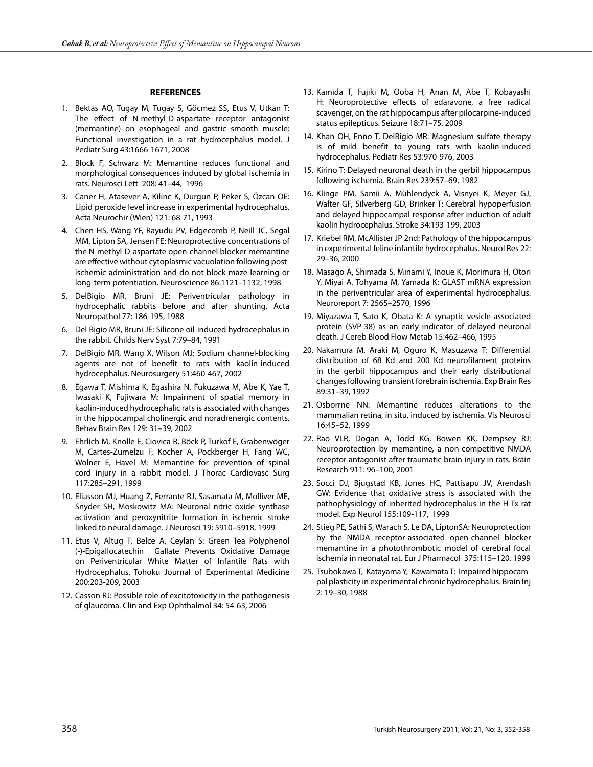## REFERENCES

1. Bektas AO, Tugay M, Tugay S, Göcmez SS, Etus V, Utkan T: The effect of N-methyl-D-aspartate receptor antagonist (memantine) on esophageal and gastric smooth muscle: Functional investigation in a rat hydrocephalus model. J Pediatr Surg 43:1666-1671, 2008
2. Block F, Schwarz M: Memantine reduces functional and morphological consequences induced by global ischemia in rats. Neurosci Lett 208: 41–44, 1996
3. Caner H, Atasever A, Kilinc K, Durgun P, Peker S, Özcan OE: Lipid peroxide level increase in experimental hydrocephalus. Acta Neurochir (Wien) 121: 68-71, 1993
4. Chen HS, Wang YF, Rayudu PV, Edgecomb P, Neill JC, Segal MM, Lipton SA, Jensen FE: Neuroprotective concentrations of the N-methyl-D-aspartate open-channel blocker memantine are effective without cytoplasmic vacuolation following post-ischemic administration and do not block maze learning or long-term potentiation. Neuroscience 86:1121–1132, 1998
5. DelBigio MR, Bruni JE: Periventricular pathology in hydrocephalic rabbits before and after shunting. Acta Neuropathol 77: 186-195, 1988
6. Del Bigio MR, Bruni JE: Silicone oil-induced hydrocephalus in the rabbit. Childs Nerv Syst 7:79–84, 1991
7. DelBigio MR, Wang X, Wilson MJ: Sodium channel-blocking agents are not of benefit to rats with kaolin-induced hydrocephalus. Neurosurgery 51:460-467, 2002
8. Egawa T, Mishima K, Egashira N, Fukuzawa M, Abe K, Yae T, Iwasaki K, Fujiwara M: Impairment of spatial memory in kaolin-induced hydrocephalic rats is associated with changes in the hippocampal cholinergic and noradrenergic contents. Behav Brain Res 129: 31–39, 2002
9. Ehrlich M, Knolle E, Ciovica R, Böck P, Turkof E, Grabenwöger M, Cartes-Zumelzu F, Kocher A, Pockberger H, Fang WC, Wolner E, Havel M: Memantine for prevention of spinal cord injury in a rabbit model. J Thorac Cardiovasc Surg 117:285–291, 1999
10. Eliasson MJ, Huang Z, Ferrante RJ, Sasamata M, Molliver ME, Snyder SH, Moskowitz MA: Neuronal nitric oxide synthase activation and peroxynitrite formation in ischemic stroke linked to neural damage. J Neurosci 19: 5910–5918, 1999
11. Etus V, Altug T, Belce A, Ceylan S: Green Tea Polyphenol (-)-Epigallocatechin Gallate Prevents Oxidative Damage on Periventricular White Matter of Infantile Rats with Hydrocephalus. Tohoku Journal of Experimental Medicine 200:203-209, 2003
12. Casson RJ: Possible role of excitotoxicity in the pathogenesis of glaucoma. Clin and Exp Ophthalmol 34: 54-63, 2006
13. Kamida T, Fujiki M, Ooba H, Anan M, Abe T, Kobayashi H: Neuroprotective effects of edaravone, a free radical scavenger, on the rat hippocampus after pilocarpine-induced status epilepticus. Seizure 18:71–75, 2009
14. Khan OH, Enno T, DelBigio MR: Magnesium sulfate therapy is of mild benefit to young rats with kaolin-induced hydrocephalus. Pediatr Res 53:970-976, 2003
15. Kirino T: Delayed neuronal death in the gerbil hippocampus following ischemia. Brain Res 239:57–69, 1982
16. Klinge PM, Samii A, Mühlendyck A, Visnyei K, Meyer GJ, Walter GF, Silverberg GD, Brinker T: Cerebral hypoperfusion and delayed hippocampal response after induction of adult kaolin hydrocephalus. Stroke 34:193-199, 2003
17. Kriebel RM, McAllister JP 2nd: Pathology of the hippocampus in experimental feline infantile hydrocephalus. Neurol Res 22: 29–36, 2000
18. Masago A, Shimada S, Minami Y, Inoue K, Morimura H, Otori Y, Miyai A, Tohyama M, Yamada K: GLAST mRNA expression in the periventricular area of experimental hydrocephalus. Neuroreport 7: 2565–2570, 1996
19. Miyazawa T, Sato K, Obata K: A synaptic vesicle-associated protein (SVP-38) as an early indicator of delayed neuronal death. J Cereb Blood Flow Metab 15:462–466, 1995
20. Nakamura M, Araki M, Oguro K, Masuzawa T: Differential distribution of 68 Kd and 200 Kd neurofilament proteins in the gerbil hippocampus and their early distributional changes following transient forebrain ischemia. Exp Brain Res 89:31–39, 1992
21. Osborrne NN: Memantine reduces alterations to the mammalian retina, in situ, induced by ischemia. Vis Neurosci 16:45–52, 1999
22. Rao VLR, Dogan A, Todd KG, Bowen KK, Dempsey RJ: Neuroprotection by memantine, a non-competitive NMDA receptor antagonist after traumatic brain injury in rats. Brain Research 911: 96–100, 2001
23. Socci DJ, Bjugstad KB, Jones HC, Pattisapu JV, Arendash GW: Evidence that oxidative stress is associated with the pathophysiology of inherited hydrocephalus in the H-Tx rat model. Exp Neurol 155:109-117, 1999
24. Stieg PE, Sathi S, Warach S, Le DA, LiptonSA: Neuroprotection by the NMDA receptor-associated open-channel blocker memantine in a photothrombotic model of cerebral focal ischemia in neonatal rat. Eur J Pharmacol 375:115–120, 1999
25. Tsubokawa T, Katayama Y, Kawamata T: Impaired hippocampal plasticity in experimental chronic hydrocephalus. Brain Inj 2: 19–30, 1988